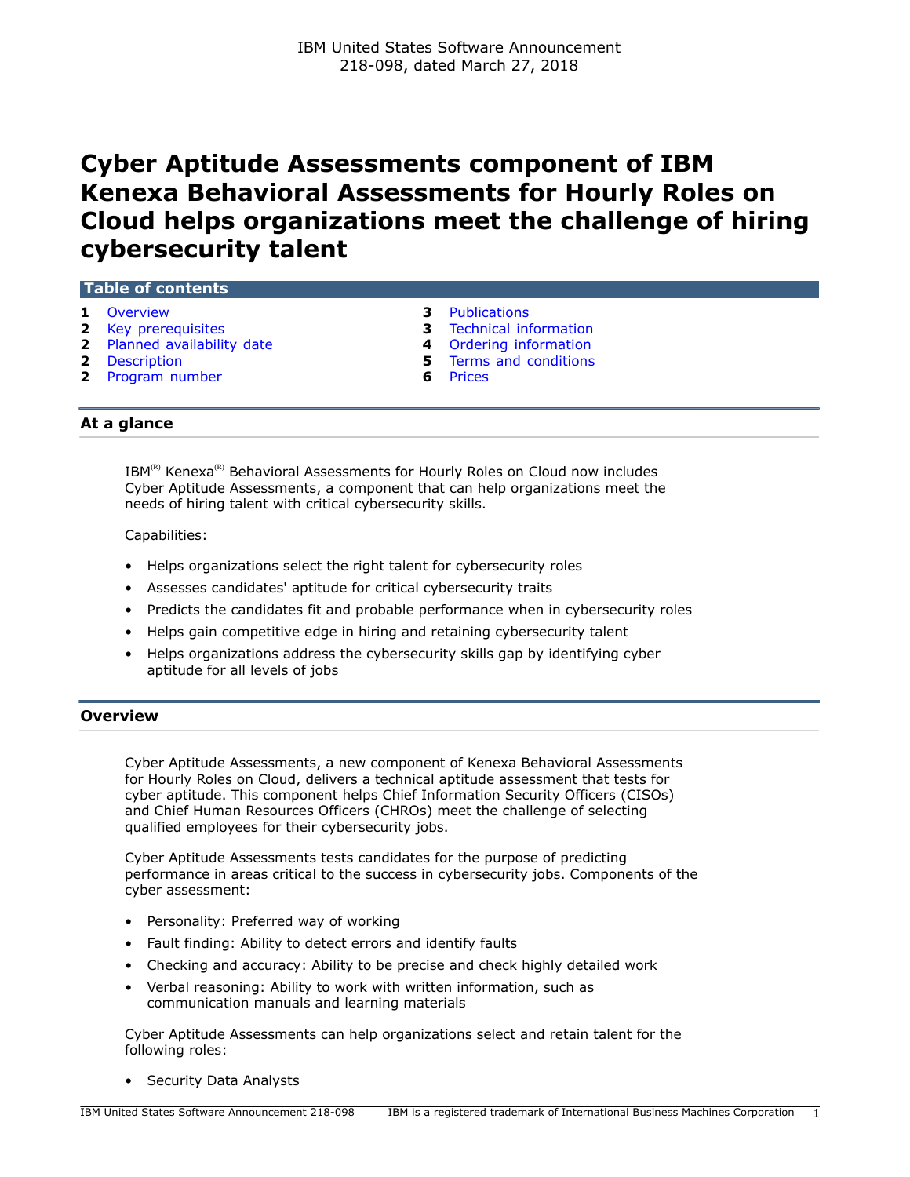IBM United States Software Announcement
218-098, dated March 27, 2018

# Cyber Aptitude Assessments component of IBM Kenexa Behavioral Assessments for Hourly Roles on Cloud helps organizations meet the challenge of hiring cybersecurity talent

## Table of contents

- 1 Overview
- 2 Key prerequisites
- 2 Planned availability date
- 2 Description
- 2 Program number
- 3 Publications
- 3 Technical information
- 4 Ordering information
- 5 Terms and conditions
- 6 Prices

## At a glance

IBM(R) Kenexa(R) Behavioral Assessments for Hourly Roles on Cloud now includes Cyber Aptitude Assessments, a component that can help organizations meet the needs of hiring talent with critical cybersecurity skills.

Capabilities:

- Helps organizations select the right talent for cybersecurity roles
- Assesses candidates' aptitude for critical cybersecurity traits
- Predicts the candidates fit and probable performance when in cybersecurity roles
- Helps gain competitive edge in hiring and retaining cybersecurity talent
- Helps organizations address the cybersecurity skills gap by identifying cyber aptitude for all levels of jobs

## Overview

Cyber Aptitude Assessments, a new component of Kenexa Behavioral Assessments for Hourly Roles on Cloud, delivers a technical aptitude assessment that tests for cyber aptitude. This component helps Chief Information Security Officers (CISOs) and Chief Human Resources Officers (CHROs) meet the challenge of selecting qualified employees for their cybersecurity jobs.

Cyber Aptitude Assessments tests candidates for the purpose of predicting performance in areas critical to the success in cybersecurity jobs. Components of the cyber assessment:

- Personality: Preferred way of working
- Fault finding: Ability to detect errors and identify faults
- Checking and accuracy: Ability to be precise and check highly detailed work
- Verbal reasoning: Ability to work with written information, such as communication manuals and learning materials

Cyber Aptitude Assessments can help organizations select and retain talent for the following roles:

- Security Data Analysts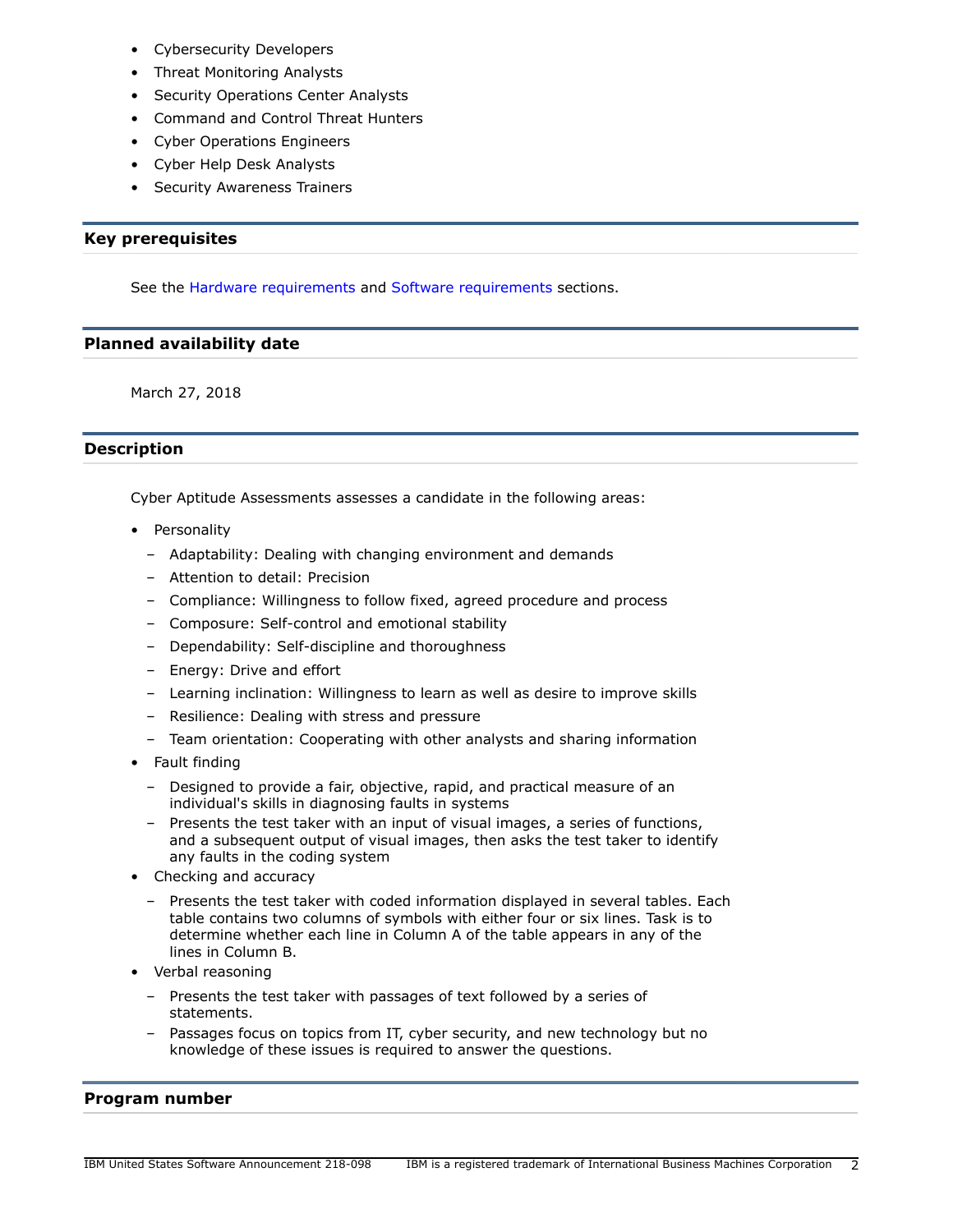- Cybersecurity Developers
- Threat Monitoring Analysts
- Security Operations Center Analysts
- Command and Control Threat Hunters
- Cyber Operations Engineers
- Cyber Help Desk Analysts
- Security Awareness Trainers

## Key prerequisites

See the Hardware requirements and Software requirements sections.

## Planned availability date

March 27, 2018

## Description

Cyber Aptitude Assessments assesses a candidate in the following areas:

- Personality
  - Adaptability: Dealing with changing environment and demands
  - Attention to detail: Precision
  - Compliance: Willingness to follow fixed, agreed procedure and process
  - Composure: Self-control and emotional stability
  - Dependability: Self-discipline and thoroughness
  - Energy: Drive and effort
  - Learning inclination: Willingness to learn as well as desire to improve skills
  - Resilience: Dealing with stress and pressure
  - Team orientation: Cooperating with other analysts and sharing information
- Fault finding
  - Designed to provide a fair, objective, rapid, and practical measure of an individual's skills in diagnosing faults in systems
  - Presents the test taker with an input of visual images, a series of functions, and a subsequent output of visual images, then asks the test taker to identify any faults in the coding system
- Checking and accuracy
  - Presents the test taker with coded information displayed in several tables. Each table contains two columns of symbols with either four or six lines. Task is to determine whether each line in Column A of the table appears in any of the lines in Column B.
- Verbal reasoning
  - Presents the test taker with passages of text followed by a series of statements.
  - Passages focus on topics from IT, cyber security, and new technology but no knowledge of these issues is required to answer the questions.

## Program number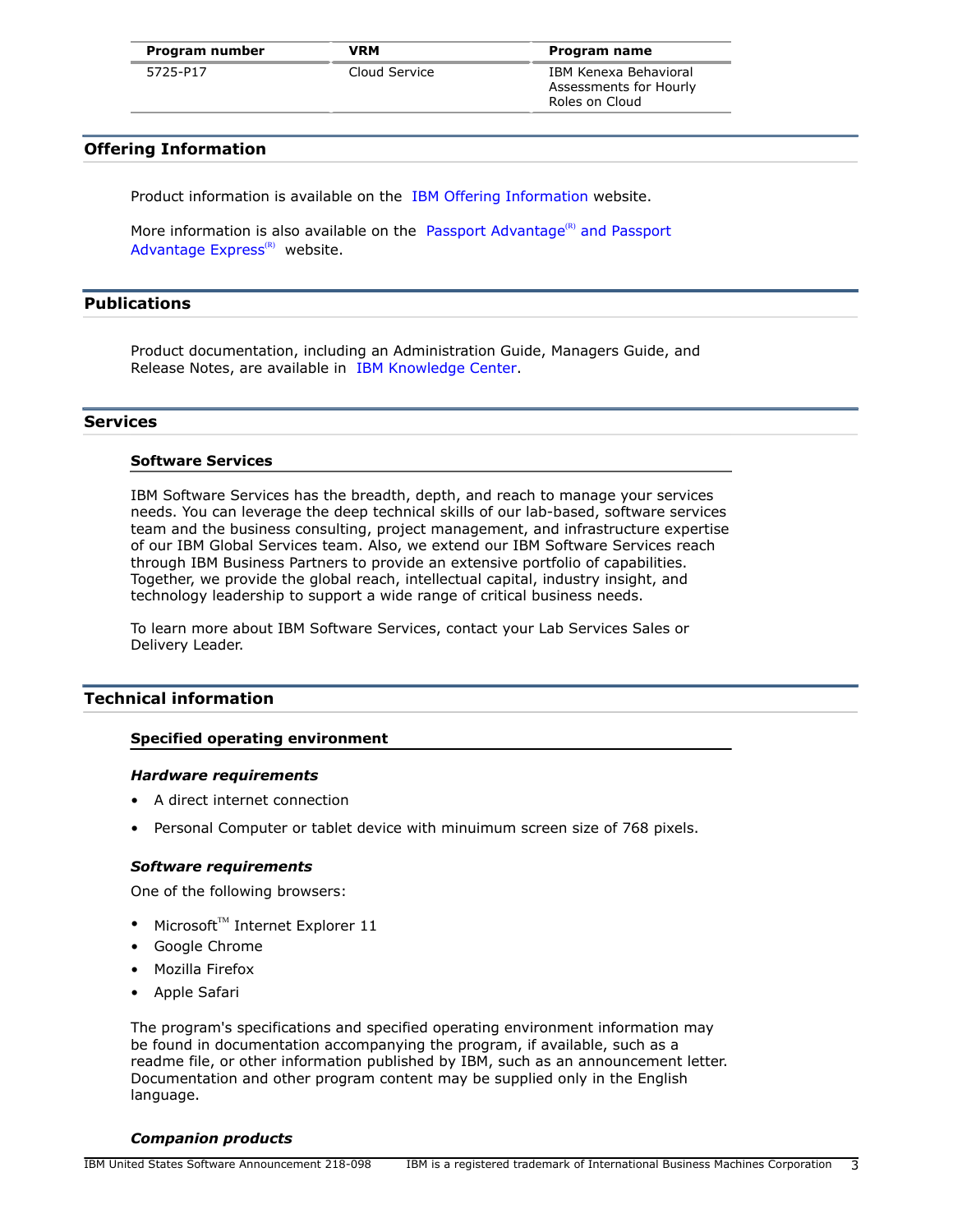| Program number | VRM | Program name |
|---|---|---|
| 5725-P17 | Cloud Service | IBM Kenexa Behavioral Assessments for Hourly Roles on Cloud |

## Offering Information

Product information is available on the IBM Offering Information website.

More information is also available on the Passport Advantage(R) and Passport Advantage Express(R) website.

## Publications

Product documentation, including an Administration Guide, Managers Guide, and Release Notes, are available in IBM Knowledge Center.

## Services

### Software Services

IBM Software Services has the breadth, depth, and reach to manage your services needs. You can leverage the deep technical skills of our lab-based, software services team and the business consulting, project management, and infrastructure expertise of our IBM Global Services team. Also, we extend our IBM Software Services reach through IBM Business Partners to provide an extensive portfolio of capabilities. Together, we provide the global reach, intellectual capital, industry insight, and technology leadership to support a wide range of critical business needs.

To learn more about IBM Software Services, contact your Lab Services Sales or Delivery Leader.

## Technical information

### Specified operating environment

#### *Hardware requirements*

- A direct internet connection
- Personal Computer or tablet device with minuimum screen size of 768 pixels.

#### *Software requirements*

One of the following browsers:

- Microsoft(TM) Internet Explorer 11
- Google Chrome
- Mozilla Firefox
- Apple Safari

The program's specifications and specified operating environment information may be found in documentation accompanying the program, if available, such as a readme file, or other information published by IBM, such as an announcement letter. Documentation and other program content may be supplied only in the English language.

#### *Companion products*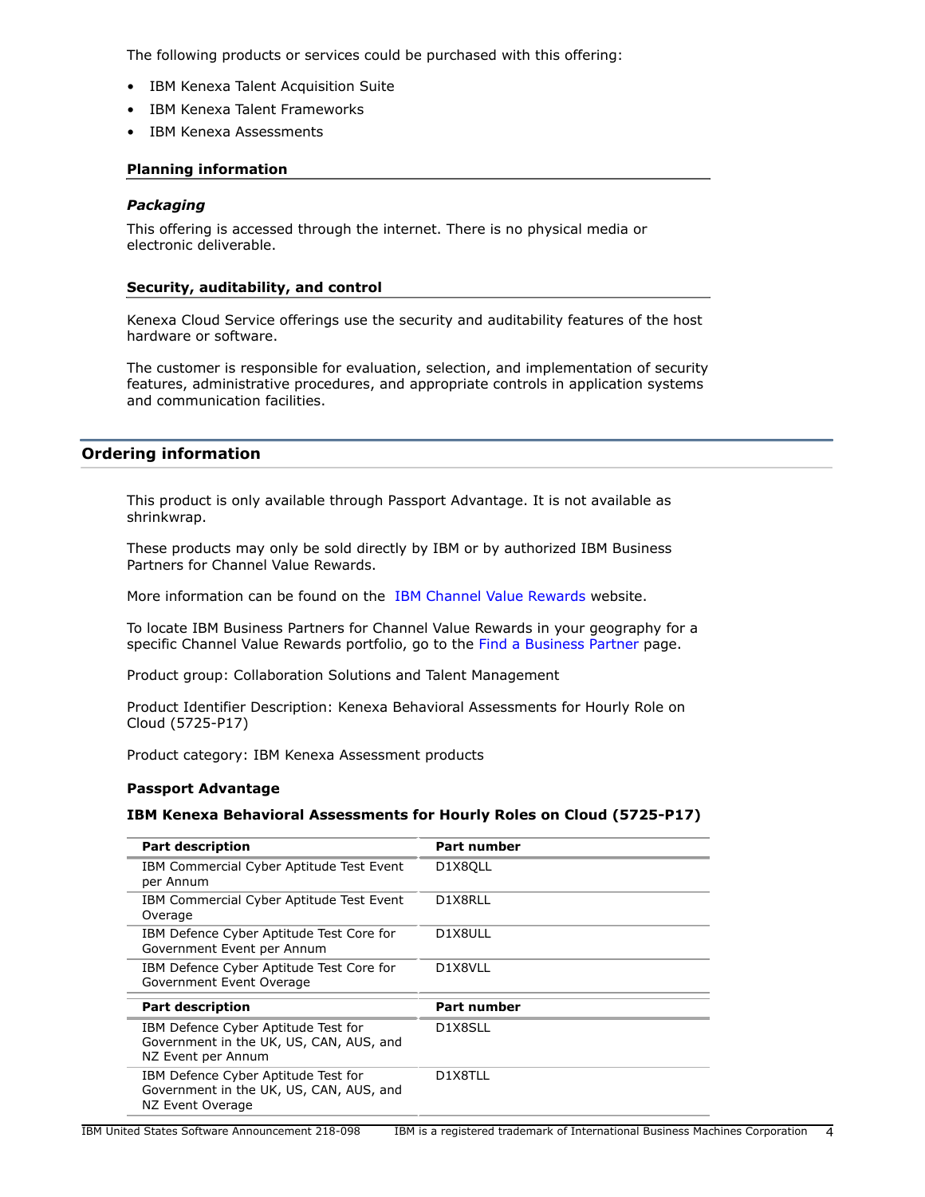The following products or services could be purchased with this offering:

- IBM Kenexa Talent Acquisition Suite
- IBM Kenexa Talent Frameworks
- IBM Kenexa Assessments

### Planning information

#### *Packaging*

This offering is accessed through the internet. There is no physical media or electronic deliverable.

### Security, auditability, and control

Kenexa Cloud Service offerings use the security and auditability features of the host hardware or software.

The customer is responsible for evaluation, selection, and implementation of security features, administrative procedures, and appropriate controls in application systems and communication facilities.

## Ordering information

This product is only available through Passport Advantage. It is not available as shrinkwrap.

These products may only be sold directly by IBM or by authorized IBM Business Partners for Channel Value Rewards.

More information can be found on the IBM Channel Value Rewards website.

To locate IBM Business Partners for Channel Value Rewards in your geography for a specific Channel Value Rewards portfolio, go to the Find a Business Partner page.

Product group: Collaboration Solutions and Talent Management

Product Identifier Description: Kenexa Behavioral Assessments for Hourly Role on Cloud (5725-P17)

Product category: IBM Kenexa Assessment products

**Passport Advantage**

**IBM Kenexa Behavioral Assessments for Hourly Roles on Cloud (5725-P17)**

| Part description | Part number |
|---|---|
| IBM Commercial Cyber Aptitude Test Event per Annum | D1X8QLL |
| IBM Commercial Cyber Aptitude Test Event Overage | D1X8RLL |
| IBM Defence Cyber Aptitude Test Core for Government Event per Annum | D1X8ULL |
| IBM Defence Cyber Aptitude Test Core for Government Event Overage | D1X8VLL |
| IBM Defence Cyber Aptitude Test for Government in the UK, US, CAN, AUS, and NZ Event per Annum | D1X8SLL |
| IBM Defence Cyber Aptitude Test for Government in the UK, US, CAN, AUS, and NZ Event Overage | D1X8TLL |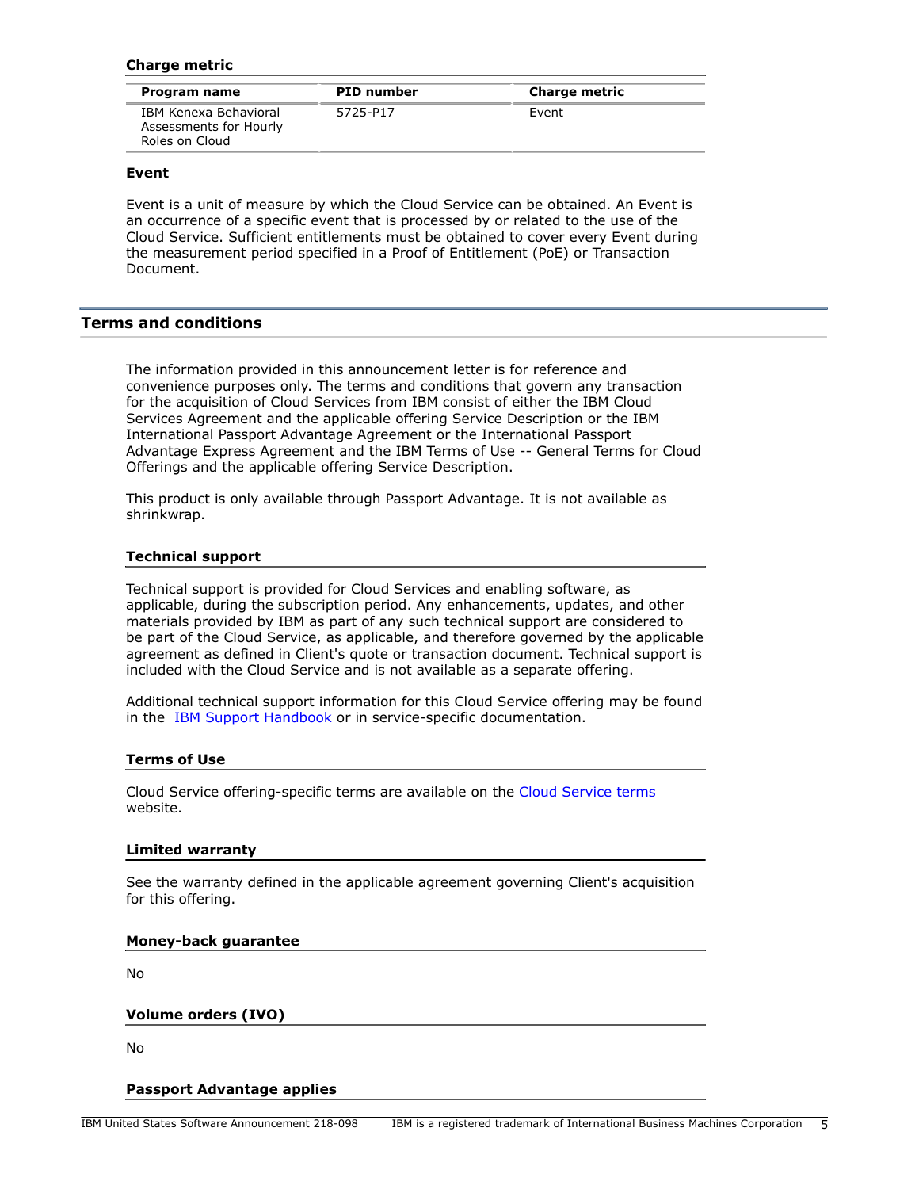### Charge metric

| Program name | PID number | Charge metric |
|---|---|---|
| IBM Kenexa Behavioral Assessments for Hourly Roles on Cloud | 5725-P17 | Event |

### Event

Event is a unit of measure by which the Cloud Service can be obtained. An Event is an occurrence of a specific event that is processed by or related to the use of the Cloud Service. Sufficient entitlements must be obtained to cover every Event during the measurement period specified in a Proof of Entitlement (PoE) or Transaction Document.

## Terms and conditions

The information provided in this announcement letter is for reference and convenience purposes only. The terms and conditions that govern any transaction for the acquisition of Cloud Services from IBM consist of either the IBM Cloud Services Agreement and the applicable offering Service Description or the IBM International Passport Advantage Agreement or the International Passport Advantage Express Agreement and the IBM Terms of Use -- General Terms for Cloud Offerings and the applicable offering Service Description.

This product is only available through Passport Advantage. It is not available as shrinkwrap.

### Technical support

Technical support is provided for Cloud Services and enabling software, as applicable, during the subscription period. Any enhancements, updates, and other materials provided by IBM as part of any such technical support are considered to be part of the Cloud Service, as applicable, and therefore governed by the applicable agreement as defined in Client's quote or transaction document. Technical support is included with the Cloud Service and is not available as a separate offering.

Additional technical support information for this Cloud Service offering may be found in the IBM Support Handbook or in service-specific documentation.

### Terms of Use

Cloud Service offering-specific terms are available on the Cloud Service terms website.

### Limited warranty

See the warranty defined in the applicable agreement governing Client's acquisition for this offering.

### Money-back guarantee

No

### Volume orders (IVO)

No

### Passport Advantage applies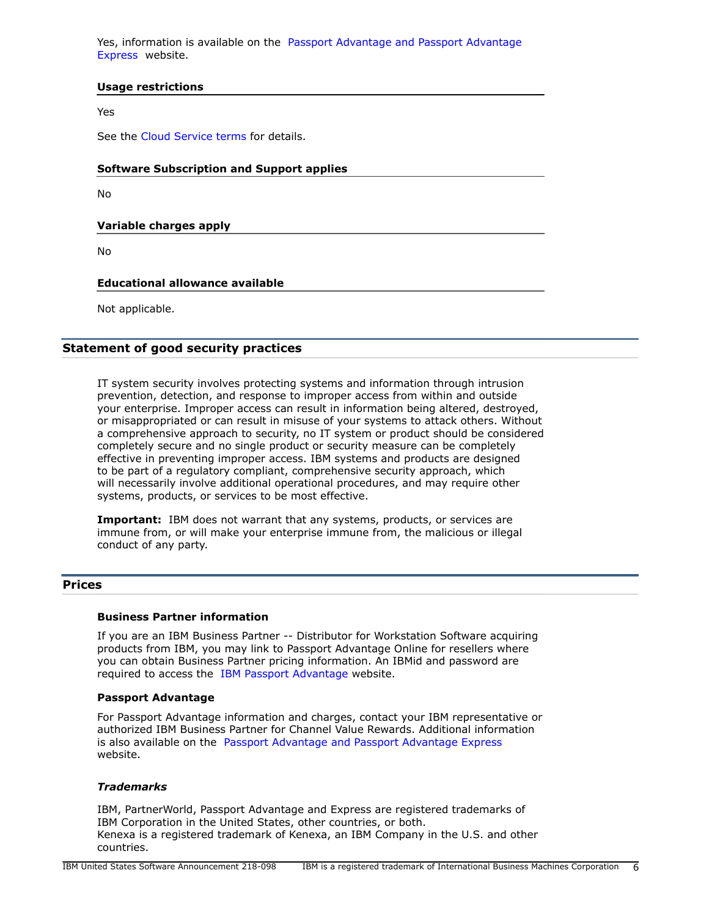Yes, information is available on the Passport Advantage and Passport Advantage Express website.

### Usage restrictions

Yes

See the Cloud Service terms for details.

### Software Subscription and Support applies

No

### Variable charges apply

No

### Educational allowance available

Not applicable.

## Statement of good security practices

IT system security involves protecting systems and information through intrusion prevention, detection, and response to improper access from within and outside your enterprise. Improper access can result in information being altered, destroyed, or misappropriated or can result in misuse of your systems to attack others. Without a comprehensive approach to security, no IT system or product should be considered completely secure and no single product or security measure can be completely effective in preventing improper access. IBM systems and products are designed to be part of a regulatory compliant, comprehensive security approach, which will necessarily involve additional operational procedures, and may require other systems, products, or services to be most effective.

**Important:** IBM does not warrant that any systems, products, or services are immune from, or will make your enterprise immune from, the malicious or illegal conduct of any party.

## Prices

### Business Partner information

If you are an IBM Business Partner -- Distributor for Workstation Software acquiring products from IBM, you may link to Passport Advantage Online for resellers where you can obtain Business Partner pricing information. An IBMid and password are required to access the IBM Passport Advantage website.

### Passport Advantage

For Passport Advantage information and charges, contact your IBM representative or authorized IBM Business Partner for Channel Value Rewards. Additional information is also available on the Passport Advantage and Passport Advantage Express website.

### *Trademarks*

IBM, PartnerWorld, Passport Advantage and Express are registered trademarks of IBM Corporation in the United States, other countries, or both.
Kenexa is a registered trademark of Kenexa, an IBM Company in the U.S. and other countries.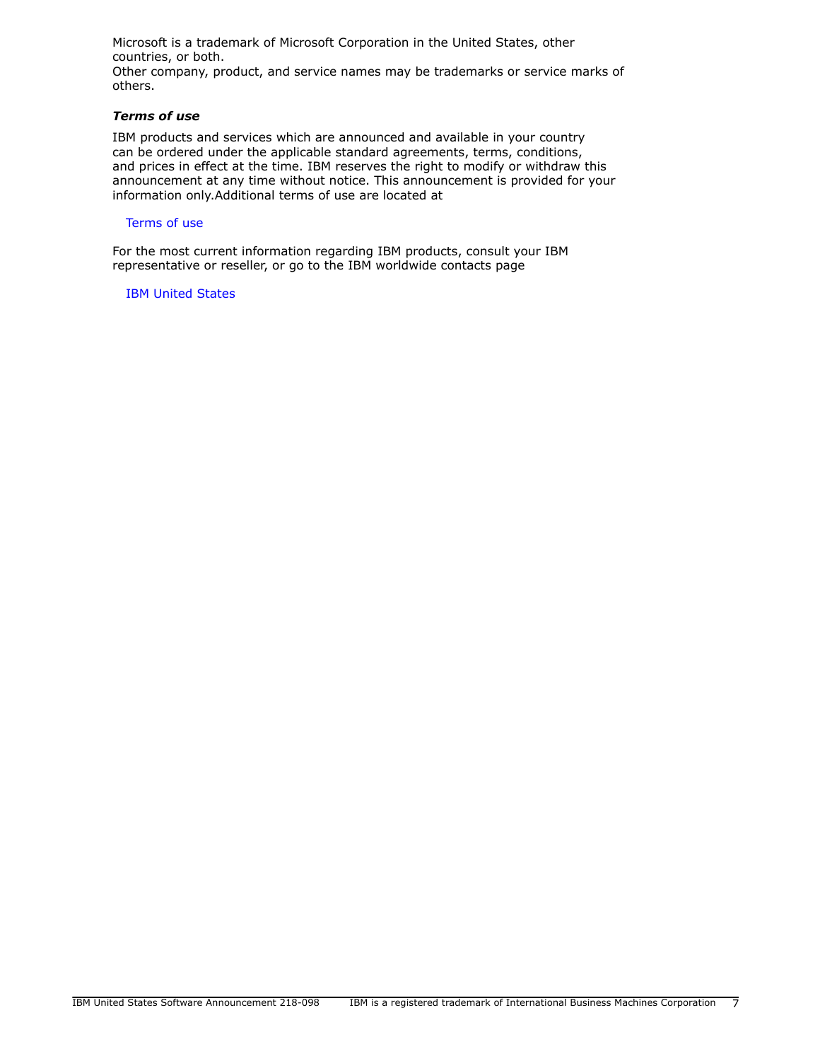Microsoft is a trademark of Microsoft Corporation in the United States, other countries, or both.
Other company, product, and service names may be trademarks or service marks of others.

***Terms of use***

IBM products and services which are announced and available in your country can be ordered under the applicable standard agreements, terms, conditions, and prices in effect at the time. IBM reserves the right to modify or withdraw this announcement at any time without notice. This announcement is provided for your information only.Additional terms of use are located at

Terms of use

For the most current information regarding IBM products, consult your IBM representative or reseller, or go to the IBM worldwide contacts page

IBM United States